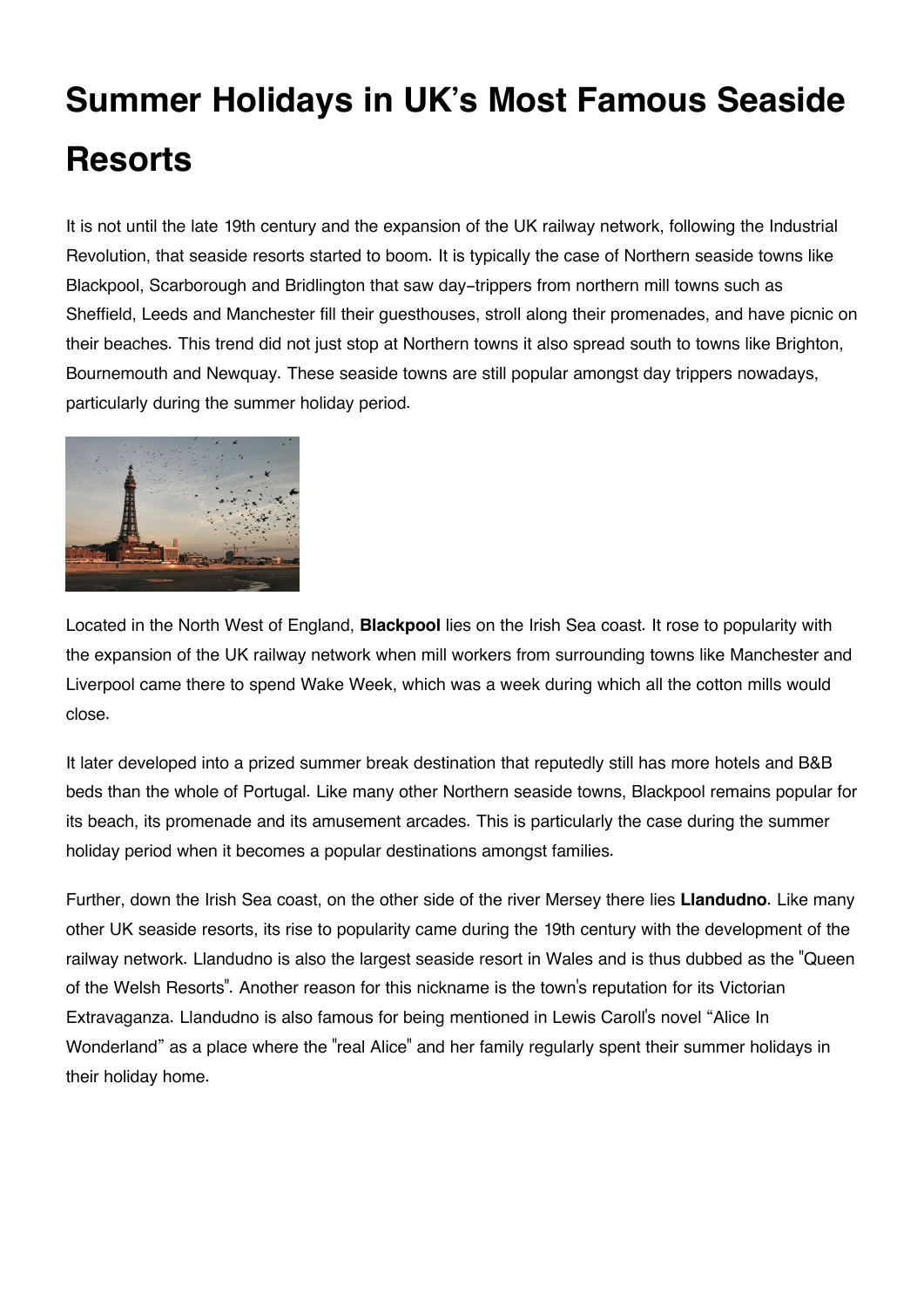# Summer Holidays in UK's Most Famous Seaside Resorts

It is not until the late 19th century and the expansion of the UK railway network, following the Industrial Revolution, that seaside resorts started to boom. It is typically the case of Northern seaside towns like Blackpool, Scarborough and Bridlington that saw day-trippers from northern mill towns such as Sheffield, Leeds and Manchester fill their guesthouses, stroll along their promenades, and have picnic on their beaches. This trend did not just stop at Northern towns it also spread south to towns like Brighton, Bournemouth and Newquay. These seaside towns are still popular amongst day trippers nowadays, particularly during the summer holiday period.

Located in the North West of England, **Blackpool** lies on the Irish Sea coast. It rose to popularity with the expansion of the UK railway network when mill workers from surrounding towns like Manchester and Liverpool came there to spend Wake Week, which was a week during which all the cotton mills would close.

It later developed into a prized summer break destination that reputedly still has more hotels and B&B beds than the whole of Portugal. Like many other Northern seaside towns, Blackpool remains popular for its beach, its promenade and its amusement arcades. This is particularly the case during the summer holiday period when it becomes a popular destinations amongst families.

Further, down the Irish Sea coast, on the other side of the river Mersey there lies **Llandudno**. Like many other UK seaside resorts, its rise to popularity came during the 19th century with the development of the railway network. Llandudno is also the largest seaside resort in Wales and is thus dubbed as the "Queen of the Welsh Resorts". Another reason for this nickname is the town's reputation for its Victorian Extravaganza. Llandudno is also famous for being mentioned in Lewis Caroll's novel "Alice In Wonderland" as a place where the "real Alice" and her family regularly spent their summer holidays in their holiday home.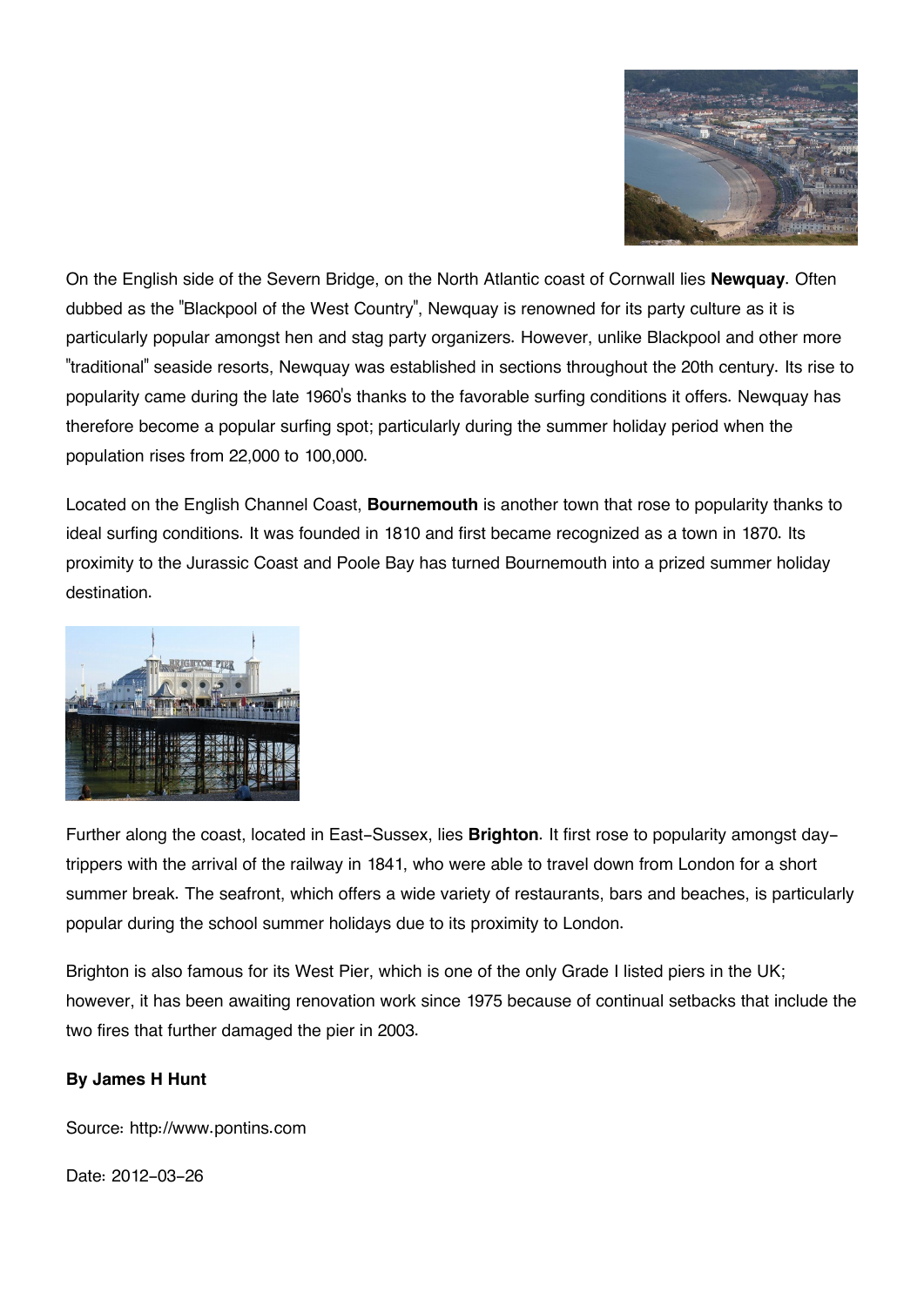On the English side of the Severn Bridge, on the North Atlantic coast of Cornwall lies **Newquay**. Often dubbed as the "Blackpool of the West Country", Newquay is renowned for its party culture as it is particularly popular amongst hen and stag party organizers. However, unlike Blackpool and other more "traditional" seaside resorts, Newquay was established in sections throughout the 20th century. Its rise to popularity came during the late 1960's thanks to the favorable surfing conditions it offers. Newquay has therefore become a popular surfing spot; particularly during the summer holiday period when the population rises from 22,000 to 100,000.

Located on the English Channel Coast, **Bournemouth** is another town that rose to popularity thanks to ideal surfing conditions. It was founded in 1810 and first became recognized as a town in 1870. Its proximity to the Jurassic Coast and Poole Bay has turned Bournemouth into a prized summer holiday destination.

Further along the coast, located in East-Sussex, lies **Brighton**. It first rose to popularity amongst day-trippers with the arrival of the railway in 1841, who were able to travel down from London for a short summer break. The seafront, which offers a wide variety of restaurants, bars and beaches, is particularly popular during the school summer holidays due to its proximity to London.

Brighton is also famous for its West Pier, which is one of the only Grade I listed piers in the UK; however, it has been awaiting renovation work since 1975 because of continual setbacks that include the two fires that further damaged the pier in 2003.

**By James H Hunt**

Source: http://www.pontins.com

Date: 2012-03-26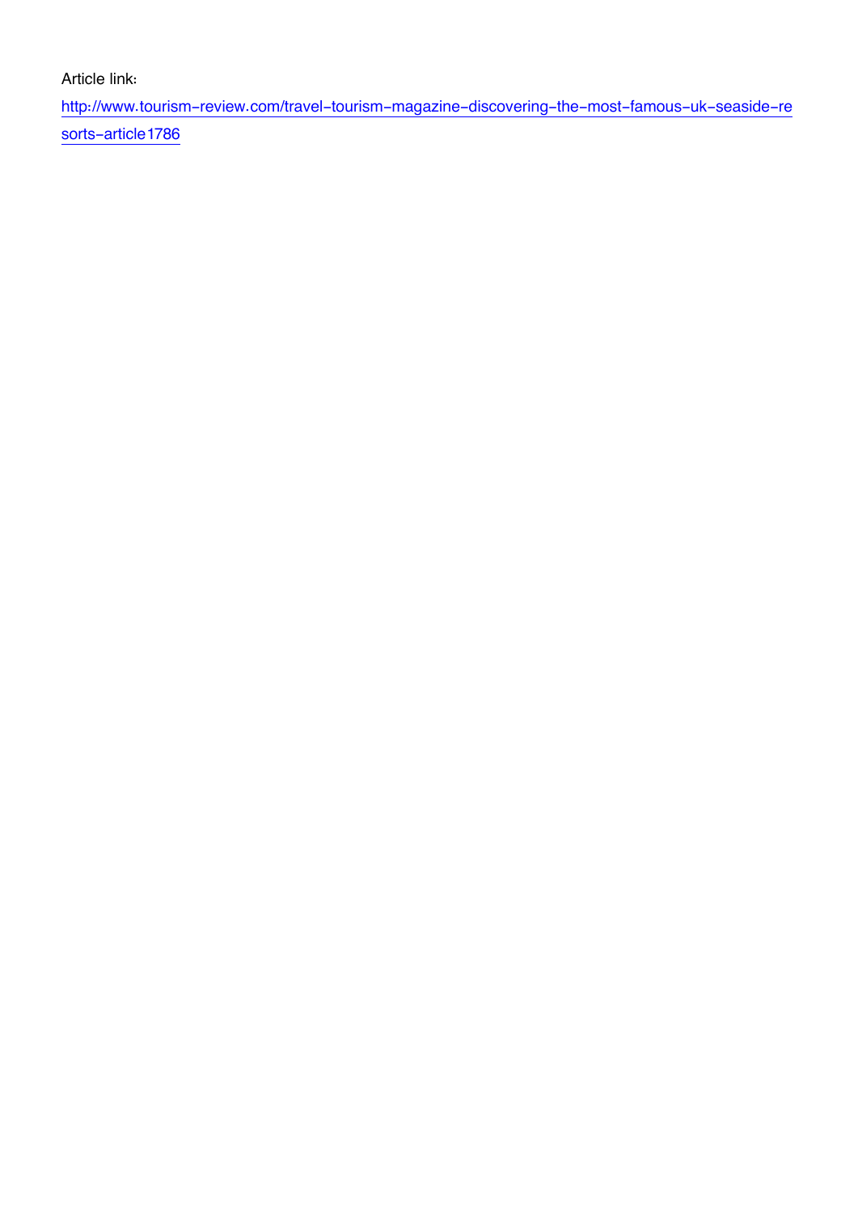Article link:

http://www.tourism-review.com/travel-tourism-magazine-discovering-the-most-famous-uk-seaside-resorts-article1786